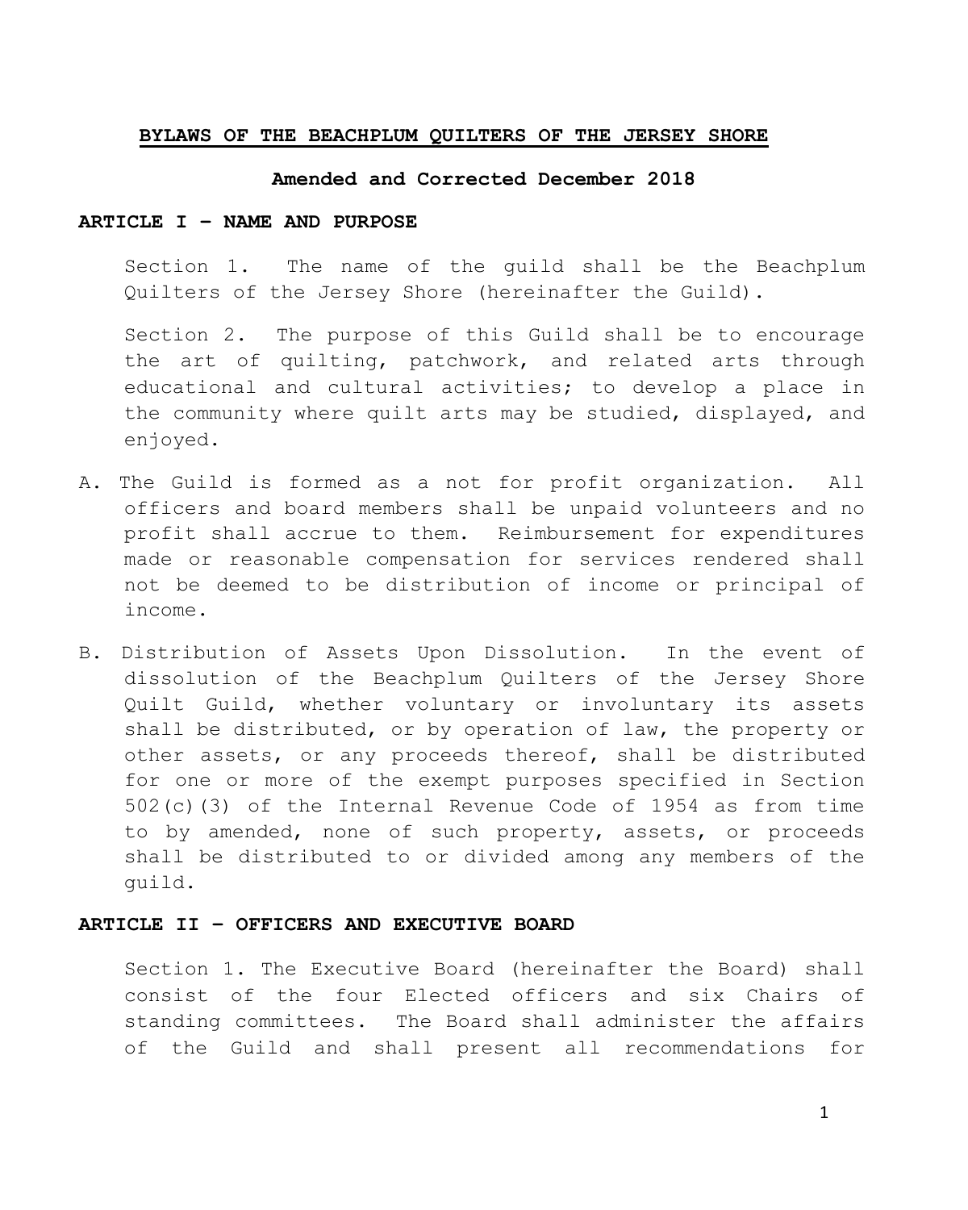# BYLAWS OF THE BEACHPLUM QUILTERS OF THE JERSEY SHORE

**Amended and Corrected December 2018**

## ARTICLE I – NAME AND PURPOSE

Section 1. The name of the guild shall be the Beachplum Quilters of the Jersey Shore (hereinafter the Guild).

Section 2. The purpose of this Guild shall be to encourage the art of quilting, patchwork, and related arts through educational and cultural activities; to develop a place in the community where quilt arts may be studied, displayed, and enjoyed.

A. The Guild is formed as a not for profit organization. All officers and board members shall be unpaid volunteers and no profit shall accrue to them. Reimbursement for expenditures made or reasonable compensation for services rendered shall not be deemed to be distribution of income or principal of income.

B. Distribution of Assets Upon Dissolution. In the event of dissolution of the Beachplum Quilters of the Jersey Shore Quilt Guild, whether voluntary or involuntary its assets shall be distributed, or by operation of law, the property or other assets, or any proceeds thereof, shall be distributed for one or more of the exempt purposes specified in Section 502(c)(3) of the Internal Revenue Code of 1954 as from time to by amended, none of such property, assets, or proceeds shall be distributed to or divided among any members of the guild.

## ARTICLE II – OFFICERS AND EXECUTIVE BOARD

Section 1. The Executive Board (hereinafter the Board) shall consist of the four Elected officers and six Chairs of standing committees. The Board shall administer the affairs of the Guild and shall present all recommendations for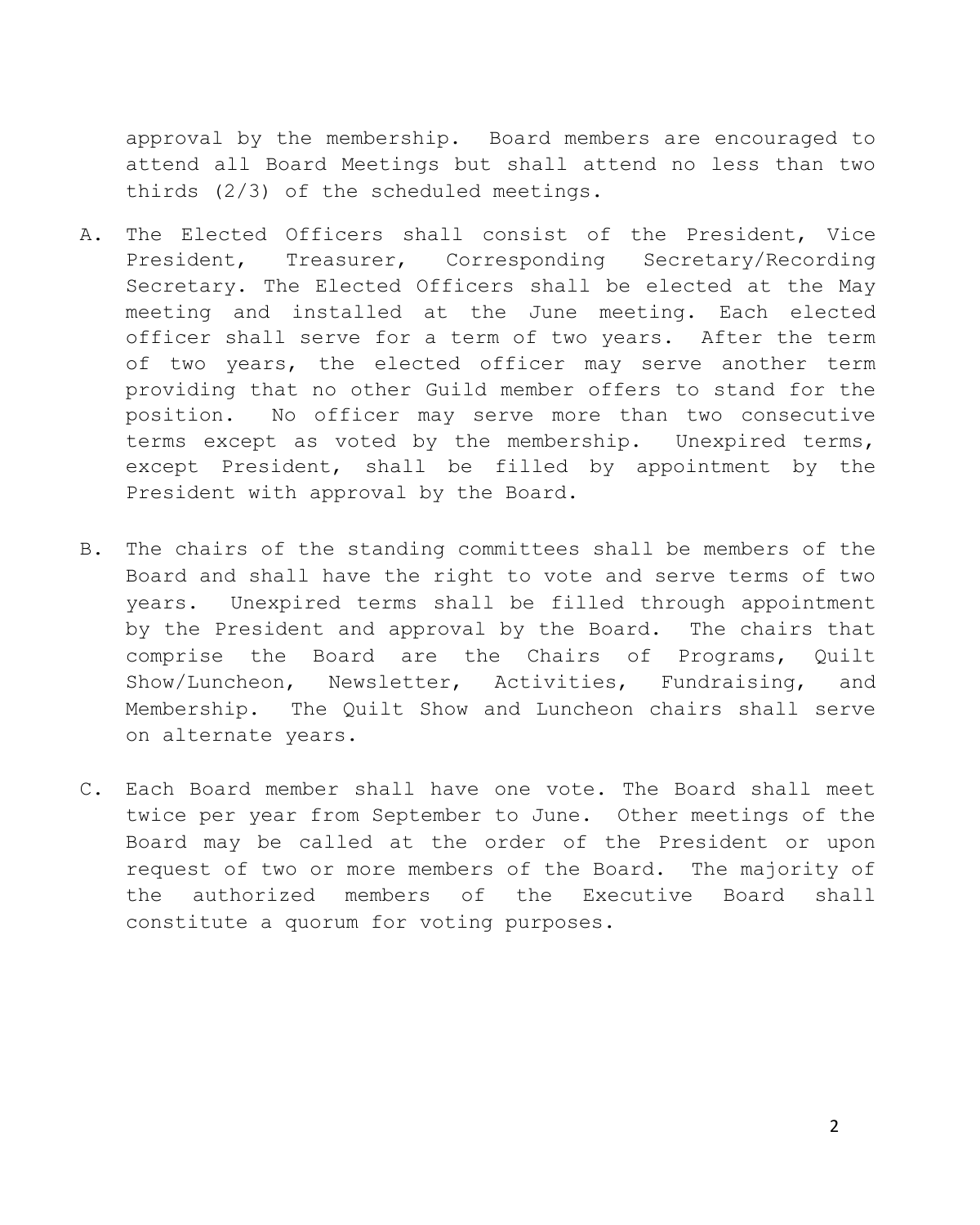approval by the membership. Board members are encouraged to attend all Board Meetings but shall attend no less than two thirds (2/3) of the scheduled meetings.

A. The Elected Officers shall consist of the President, Vice President, Treasurer, Corresponding Secretary/Recording Secretary. The Elected Officers shall be elected at the May meeting and installed at the June meeting. Each elected officer shall serve for a term of two years. After the term of two years, the elected officer may serve another term providing that no other Guild member offers to stand for the position. No officer may serve more than two consecutive terms except as voted by the membership. Unexpired terms, except President, shall be filled by appointment by the President with approval by the Board.

B. The chairs of the standing committees shall be members of the Board and shall have the right to vote and serve terms of two years. Unexpired terms shall be filled through appointment by the President and approval by the Board. The chairs that comprise the Board are the Chairs of Programs, Quilt Show/Luncheon, Newsletter, Activities, Fundraising, and Membership. The Quilt Show and Luncheon chairs shall serve on alternate years.

C. Each Board member shall have one vote. The Board shall meet twice per year from September to June. Other meetings of the Board may be called at the order of the President or upon request of two or more members of the Board. The majority of the authorized members of the Executive Board shall constitute a quorum for voting purposes.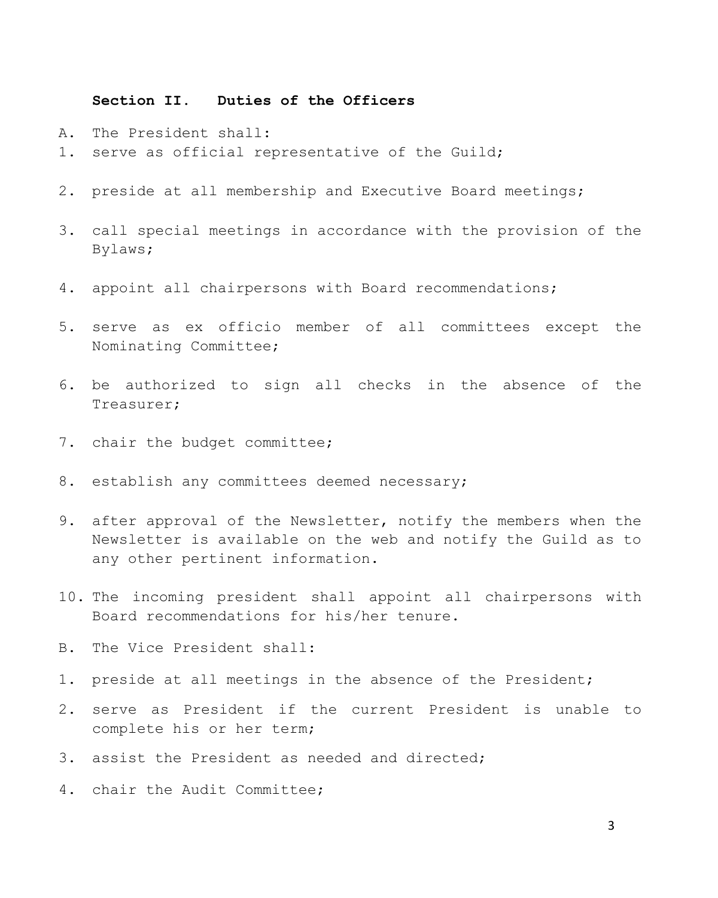### Section II. Duties of the Officers

A. The President shall:

1. serve as official representative of the Guild;
2. preside at all membership and Executive Board meetings;
3. call special meetings in accordance with the provision of the Bylaws;
4. appoint all chairpersons with Board recommendations;
5. serve as ex officio member of all committees except the Nominating Committee;
6. be authorized to sign all checks in the absence of the Treasurer;
7. chair the budget committee;
8. establish any committees deemed necessary;
9. after approval of the Newsletter, notify the members when the Newsletter is available on the web and notify the Guild as to any other pertinent information.
10. The incoming president shall appoint all chairpersons with Board recommendations for his/her tenure.

B. The Vice President shall:

1. preside at all meetings in the absence of the President;
2. serve as President if the current President is unable to complete his or her term;
3. assist the President as needed and directed;
4. chair the Audit Committee;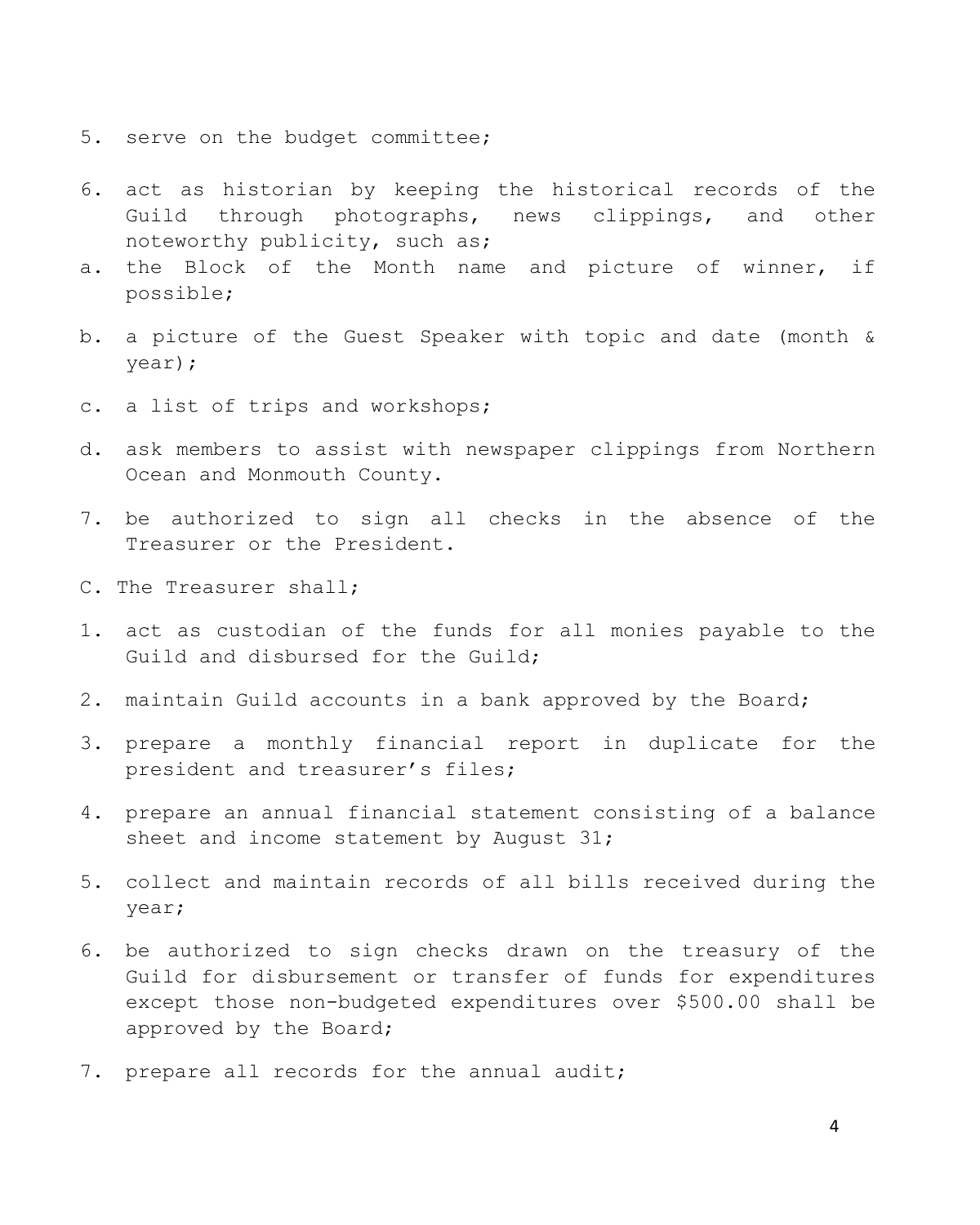5. serve on the budget committee;

6. act as historian by keeping the historical records of the Guild through photographs, news clippings, and other noteworthy publicity, such as;

   a. the Block of the Month name and picture of winner, if possible;

   b. a picture of the Guest Speaker with topic and date (month & year);

   c. a list of trips and workshops;

   d. ask members to assist with newspaper clippings from Northern Ocean and Monmouth County.

7. be authorized to sign all checks in the absence of the Treasurer or the President.

C. The Treasurer shall;

1. act as custodian of the funds for all monies payable to the Guild and disbursed for the Guild;

2. maintain Guild accounts in a bank approved by the Board;

3. prepare a monthly financial report in duplicate for the president and treasurer's files;

4. prepare an annual financial statement consisting of a balance sheet and income statement by August 31;

5. collect and maintain records of all bills received during the year;

6. be authorized to sign checks drawn on the treasury of the Guild for disbursement or transfer of funds for expenditures except those non-budgeted expenditures over $500.00 shall be approved by the Board;

7. prepare all records for the annual audit;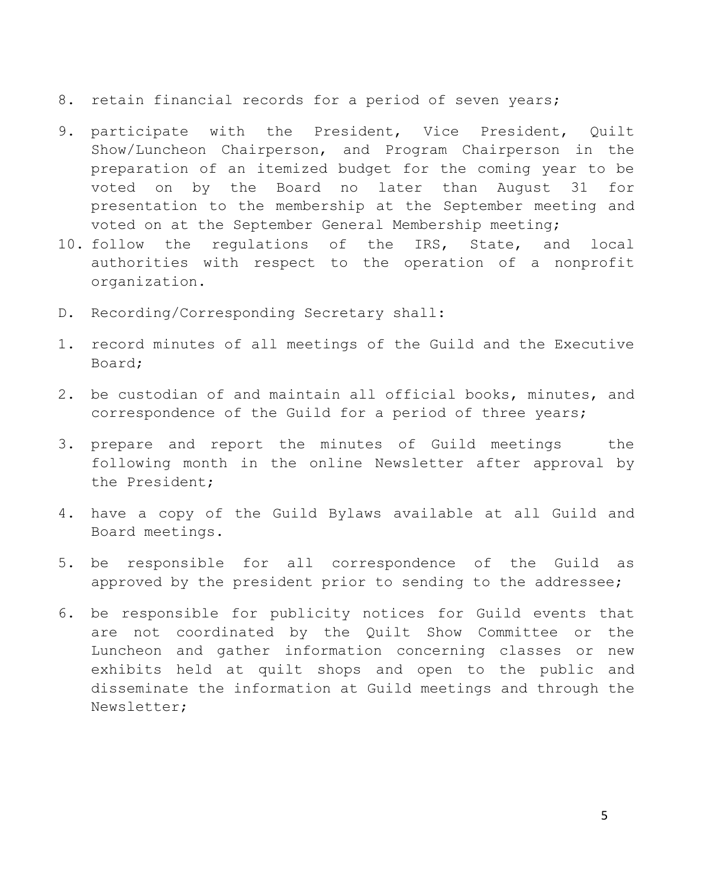8. retain financial records for a period of seven years;

9. participate with the President, Vice President, Quilt Show/Luncheon Chairperson, and Program Chairperson in the preparation of an itemized budget for the coming year to be voted on by the Board no later than August 31 for presentation to the membership at the September meeting and voted on at the September General Membership meeting;

10. follow the regulations of the IRS, State, and local authorities with respect to the operation of a nonprofit organization.

D. Recording/Corresponding Secretary shall:

1. record minutes of all meetings of the Guild and the Executive Board;

2. be custodian of and maintain all official books, minutes, and correspondence of the Guild for a period of three years;

3. prepare and report the minutes of Guild meetings the following month in the online Newsletter after approval by the President;

4. have a copy of the Guild Bylaws available at all Guild and Board meetings.

5. be responsible for all correspondence of the Guild as approved by the president prior to sending to the addressee;

6. be responsible for publicity notices for Guild events that are not coordinated by the Quilt Show Committee or the Luncheon and gather information concerning classes or new exhibits held at quilt shops and open to the public and disseminate the information at Guild meetings and through the Newsletter;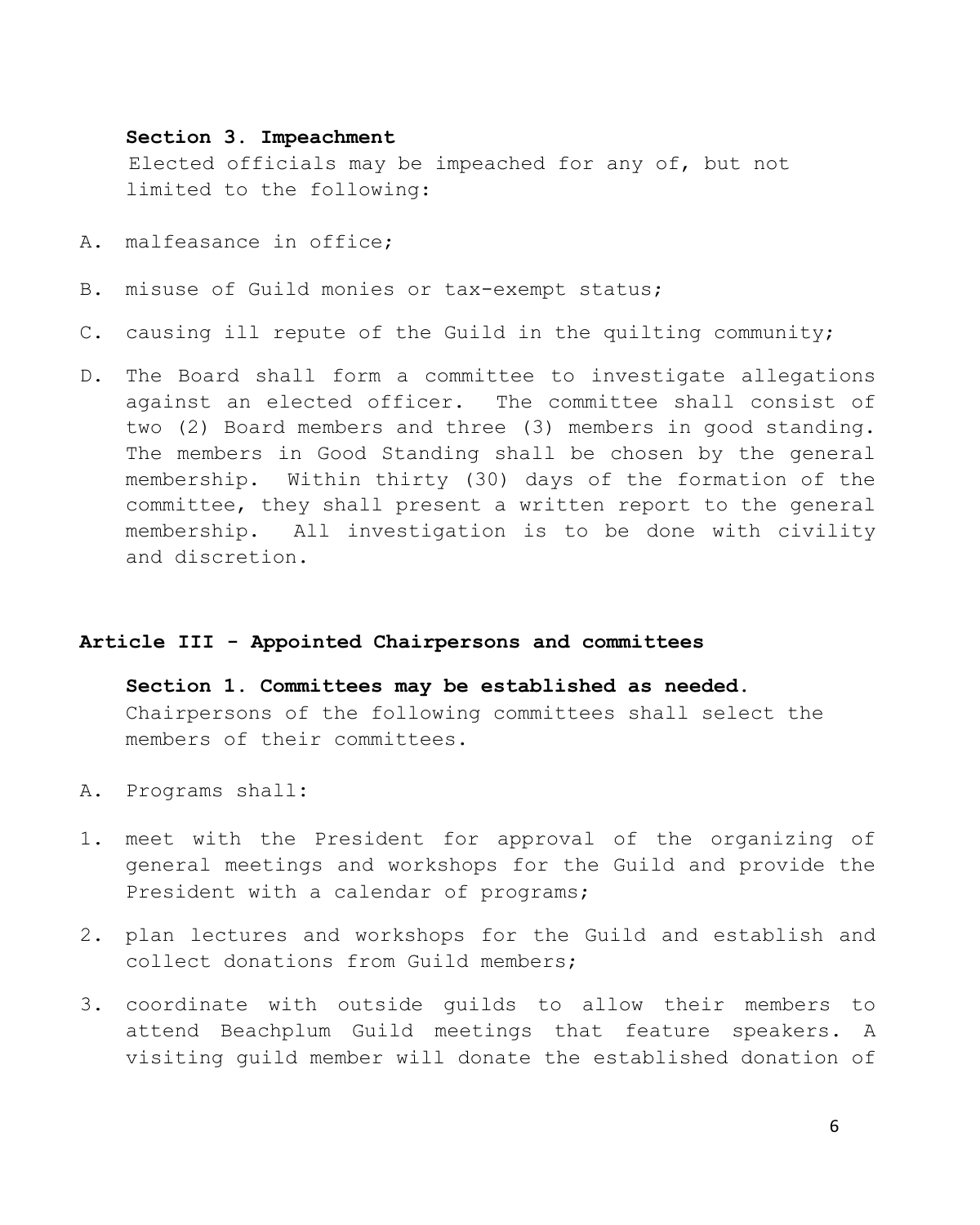**Section 3. Impeachment**

Elected officials may be impeached for any of, but not limited to the following:

A. malfeasance in office;

B. misuse of Guild monies or tax-exempt status;

C. causing ill repute of the Guild in the quilting community;

D. The Board shall form a committee to investigate allegations against an elected officer. The committee shall consist of two (2) Board members and three (3) members in good standing. The members in Good Standing shall be chosen by the general membership. Within thirty (30) days of the formation of the committee, they shall present a written report to the general membership. All investigation is to be done with civility and discretion.

## Article III - Appointed Chairpersons and committees

**Section 1. Committees may be established as needed.**

Chairpersons of the following committees shall select the members of their committees.

A. Programs shall:

1. meet with the President for approval of the organizing of general meetings and workshops for the Guild and provide the President with a calendar of programs;
2. plan lectures and workshops for the Guild and establish and collect donations from Guild members;
3. coordinate with outside guilds to allow their members to attend Beachplum Guild meetings that feature speakers. A visiting guild member will donate the established donation of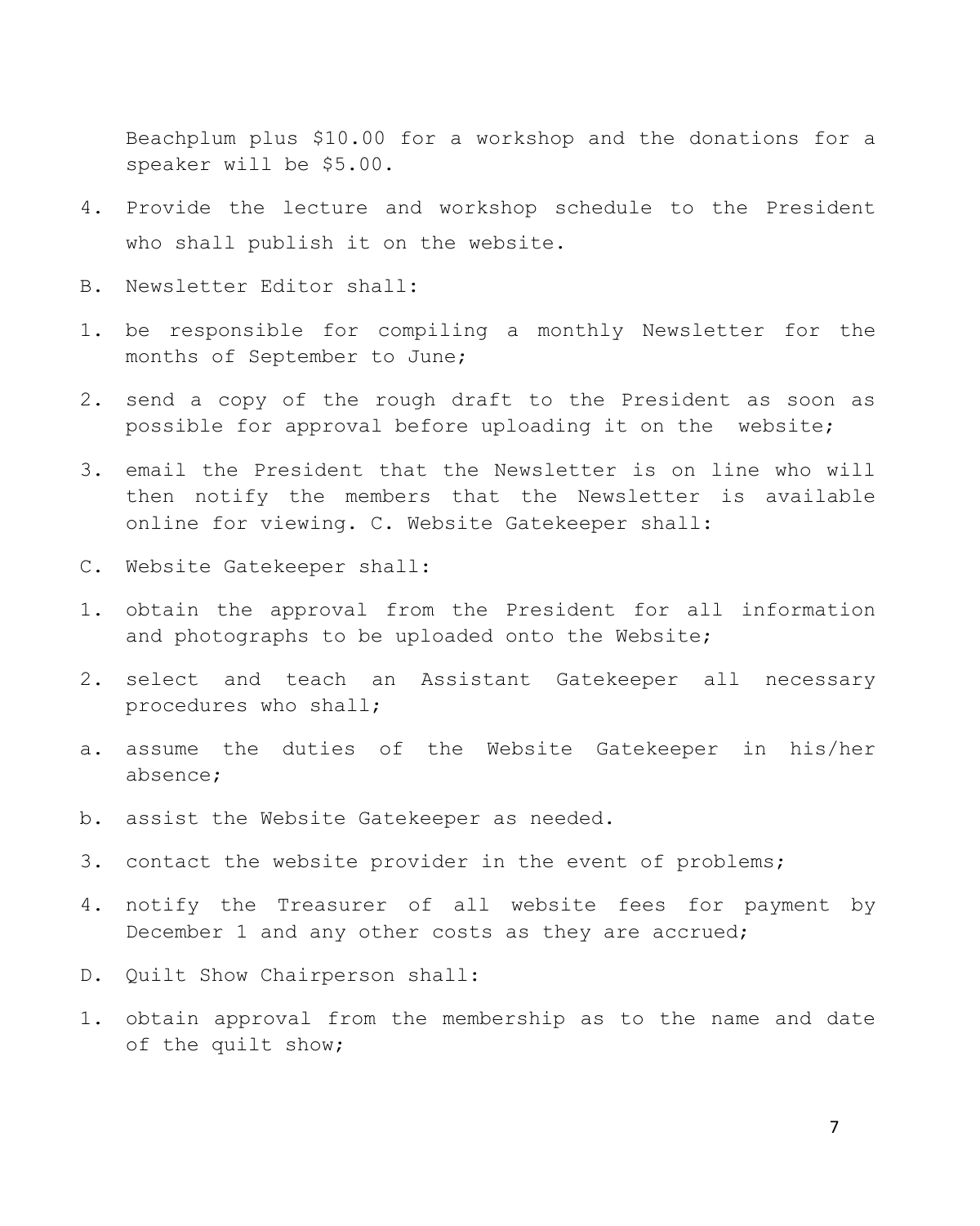Beachplum plus $10.00 for a workshop and the donations for a speaker will be $5.00.

4. Provide the lecture and workshop schedule to the President who shall publish it on the website.

B. Newsletter Editor shall:

1. be responsible for compiling a monthly Newsletter for the months of September to June;

2. send a copy of the rough draft to the President as soon as possible for approval before uploading it on the website;

3. email the President that the Newsletter is on line who will then notify the members that the Newsletter is available online for viewing. C. Website Gatekeeper shall:

C. Website Gatekeeper shall:

1. obtain the approval from the President for all information and photographs to be uploaded onto the Website;

2. select and teach an Assistant Gatekeeper all necessary procedures who shall;

a. assume the duties of the Website Gatekeeper in his/her absence;

b. assist the Website Gatekeeper as needed.

3. contact the website provider in the event of problems;

4. notify the Treasurer of all website fees for payment by December 1 and any other costs as they are accrued;

D. Quilt Show Chairperson shall:

1. obtain approval from the membership as to the name and date of the quilt show;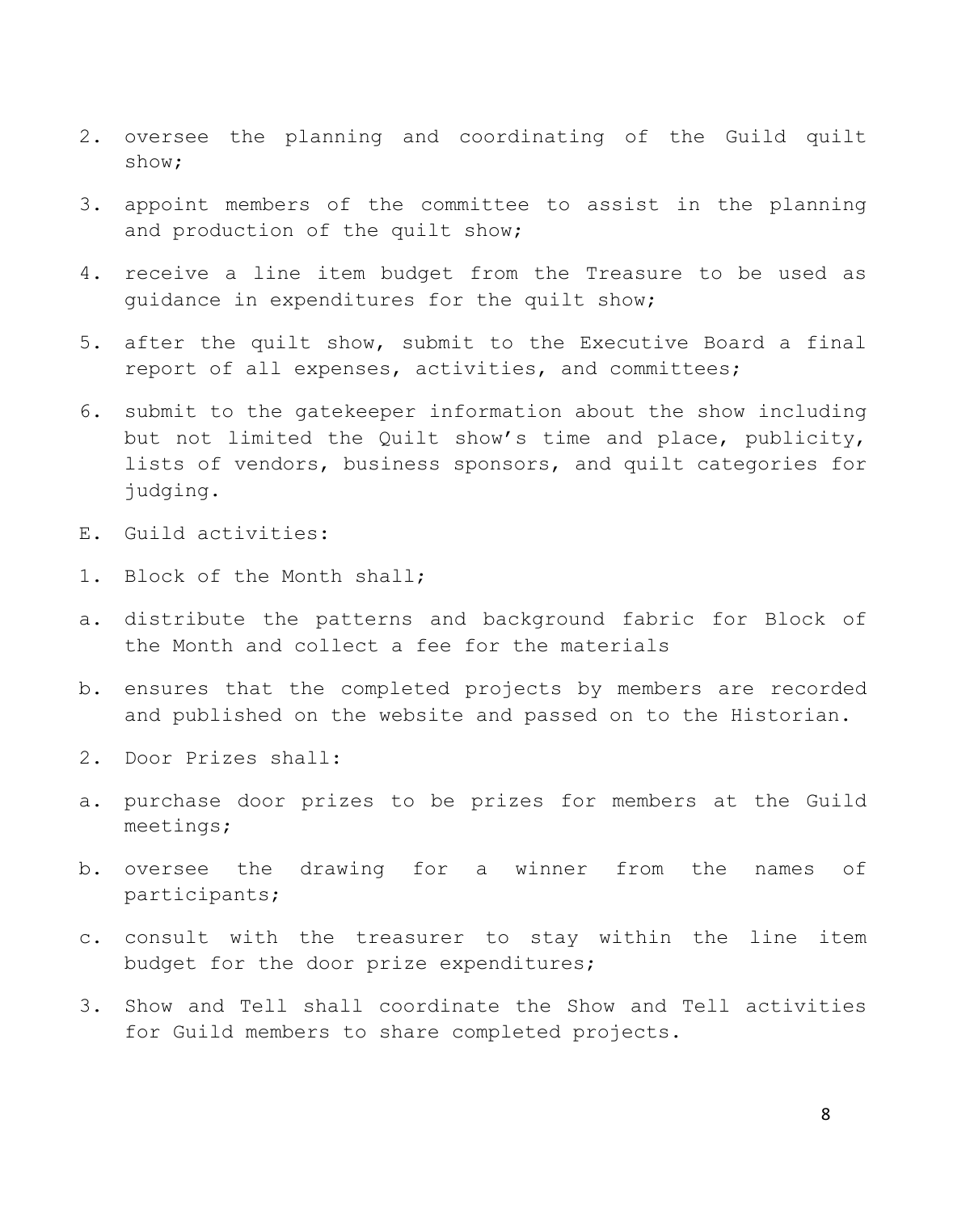2. oversee the planning and coordinating of the Guild quilt show;

3. appoint members of the committee to assist in the planning and production of the quilt show;

4. receive a line item budget from the Treasure to be used as guidance in expenditures for the quilt show;

5. after the quilt show, submit to the Executive Board a final report of all expenses, activities, and committees;

6. submit to the gatekeeper information about the show including but not limited the Quilt show's time and place, publicity, lists of vendors, business sponsors, and quilt categories for judging.

E. Guild activities:

1. Block of the Month shall;

a. distribute the patterns and background fabric for Block of the Month and collect a fee for the materials

b. ensures that the completed projects by members are recorded and published on the website and passed on to the Historian.

2. Door Prizes shall:

a. purchase door prizes to be prizes for members at the Guild meetings;

b. oversee the drawing for a winner from the names of participants;

c. consult with the treasurer to stay within the line item budget for the door prize expenditures;

3. Show and Tell shall coordinate the Show and Tell activities for Guild members to share completed projects.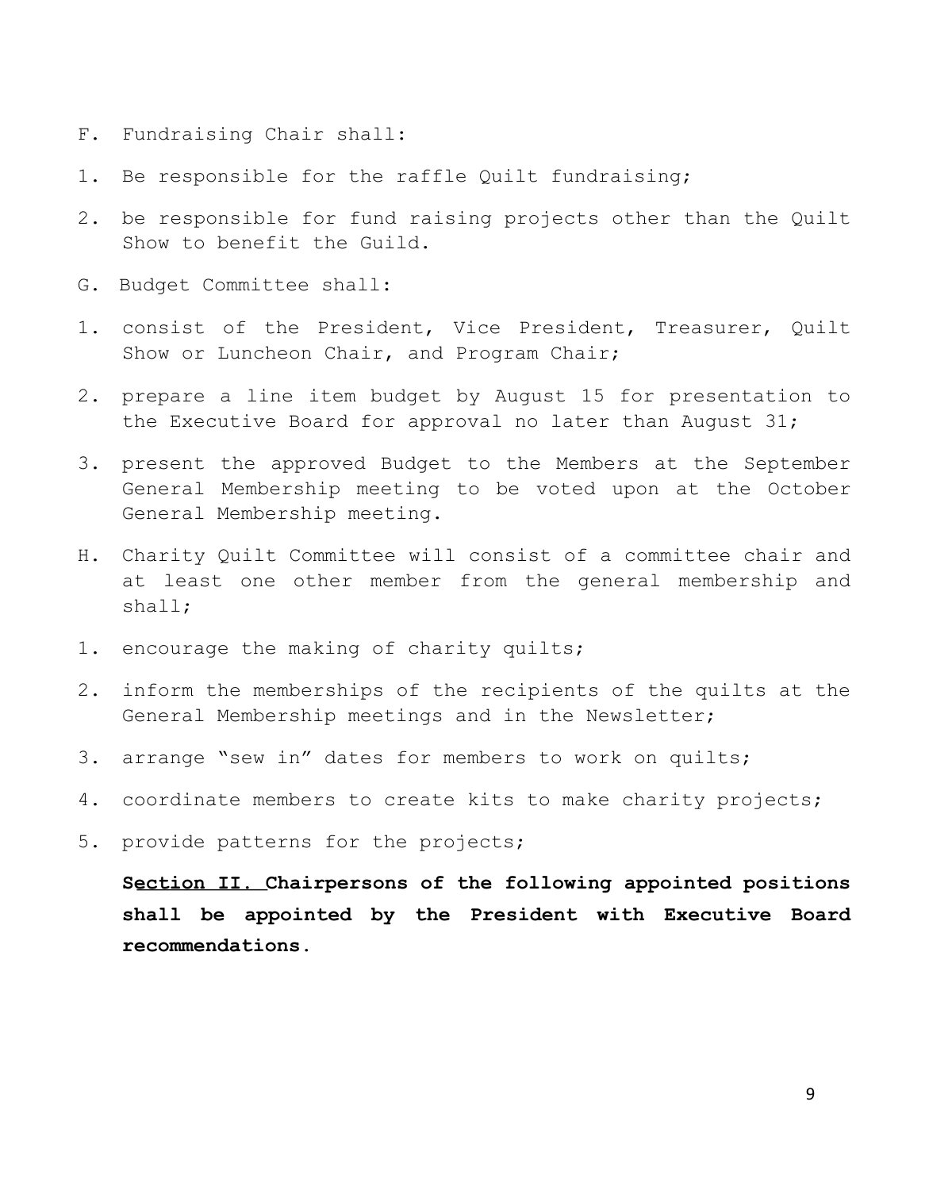F. Fundraising Chair shall:

1. Be responsible for the raffle Quilt fundraising;

2. be responsible for fund raising projects other than the Quilt Show to benefit the Guild.

G. Budget Committee shall:

1. consist of the President, Vice President, Treasurer, Quilt Show or Luncheon Chair, and Program Chair;

2. prepare a line item budget by August 15 for presentation to the Executive Board for approval no later than August 31;

3. present the approved Budget to the Members at the September General Membership meeting to be voted upon at the October General Membership meeting.

H. Charity Quilt Committee will consist of a committee chair and at least one other member from the general membership and shall;

1. encourage the making of charity quilts;

2. inform the memberships of the recipients of the quilts at the General Membership meetings and in the Newsletter;

3. arrange "sew in" dates for members to work on quilts;

4. coordinate members to create kits to make charity projects;

5. provide patterns for the projects;

**Section II. Chairpersons of the following appointed positions shall be appointed by the President with Executive Board recommendations.**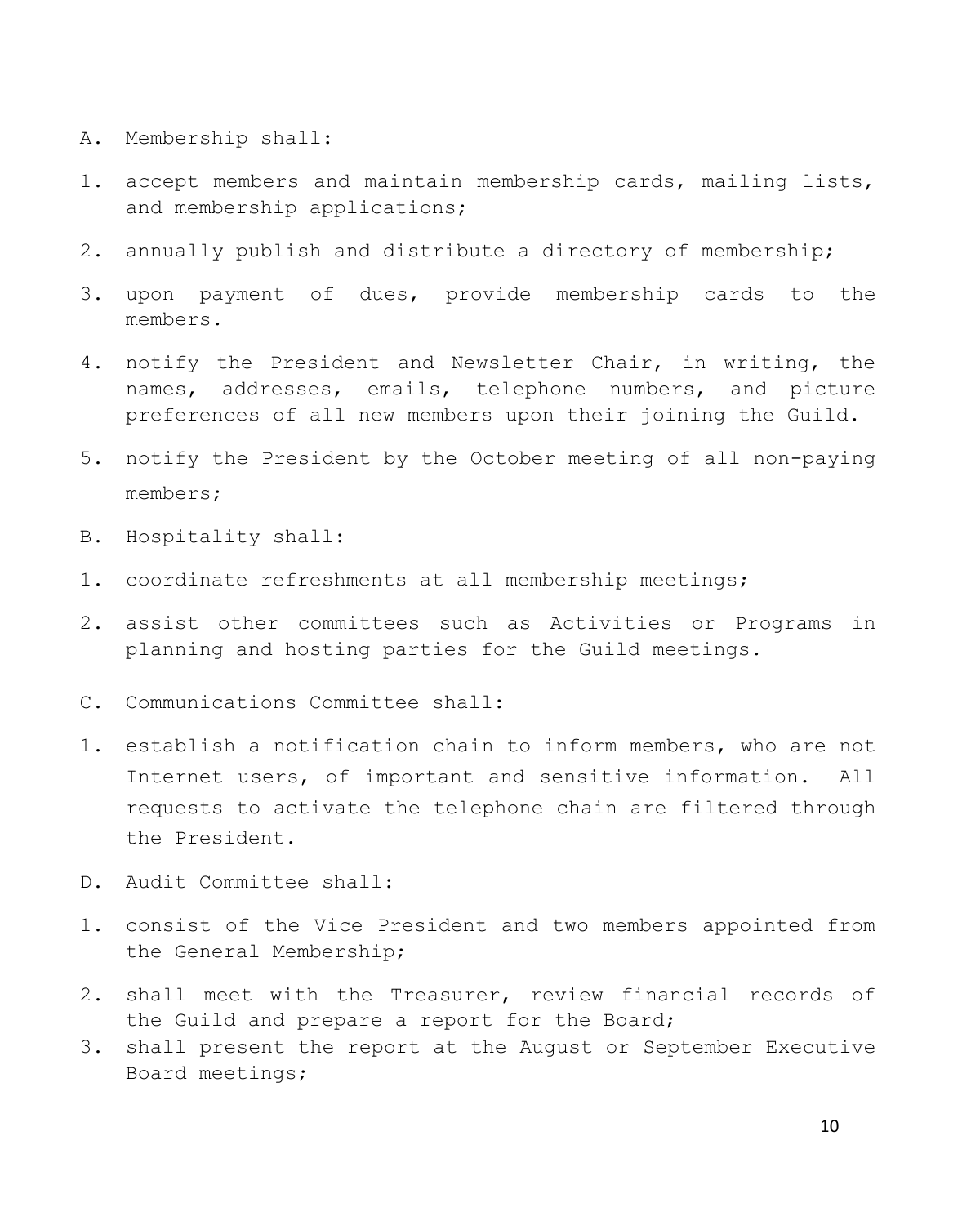A. Membership shall:

1. accept members and maintain membership cards, mailing lists, and membership applications;
2. annually publish and distribute a directory of membership;
3. upon payment of dues, provide membership cards to the members.
4. notify the President and Newsletter Chair, in writing, the names, addresses, emails, telephone numbers, and picture preferences of all new members upon their joining the Guild.
5. notify the President by the October meeting of all non-paying members;

B. Hospitality shall:

1. coordinate refreshments at all membership meetings;
2. assist other committees such as Activities or Programs in planning and hosting parties for the Guild meetings.

C. Communications Committee shall:

1. establish a notification chain to inform members, who are not Internet users, of important and sensitive information. All requests to activate the telephone chain are filtered through the President.

D. Audit Committee shall:

1. consist of the Vice President and two members appointed from the General Membership;
2. shall meet with the Treasurer, review financial records of the Guild and prepare a report for the Board;
3. shall present the report at the August or September Executive Board meetings;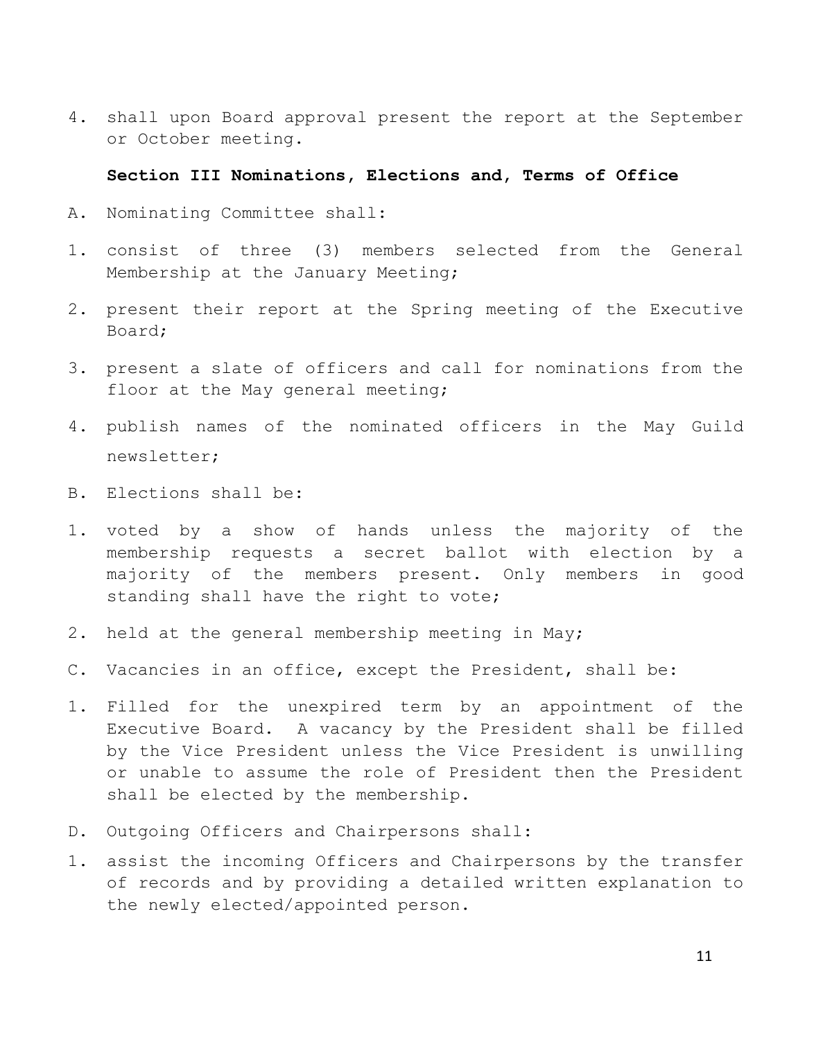4. shall upon Board approval present the report at the September or October meeting.

### Section III Nominations, Elections and, Terms of Office

A. Nominating Committee shall:

1. consist of three (3) members selected from the General Membership at the January Meeting;
2. present their report at the Spring meeting of the Executive Board;
3. present a slate of officers and call for nominations from the floor at the May general meeting;
4. publish names of the nominated officers in the May Guild newsletter;

B. Elections shall be:

1. voted by a show of hands unless the majority of the membership requests a secret ballot with election by a majority of the members present. Only members in good standing shall have the right to vote;
2. held at the general membership meeting in May;

C. Vacancies in an office, except the President, shall be:

1. Filled for the unexpired term by an appointment of the Executive Board. A vacancy by the President shall be filled by the Vice President unless the Vice President is unwilling or unable to assume the role of President then the President shall be elected by the membership.

D. Outgoing Officers and Chairpersons shall:

1. assist the incoming Officers and Chairpersons by the transfer of records and by providing a detailed written explanation to the newly elected/appointed person.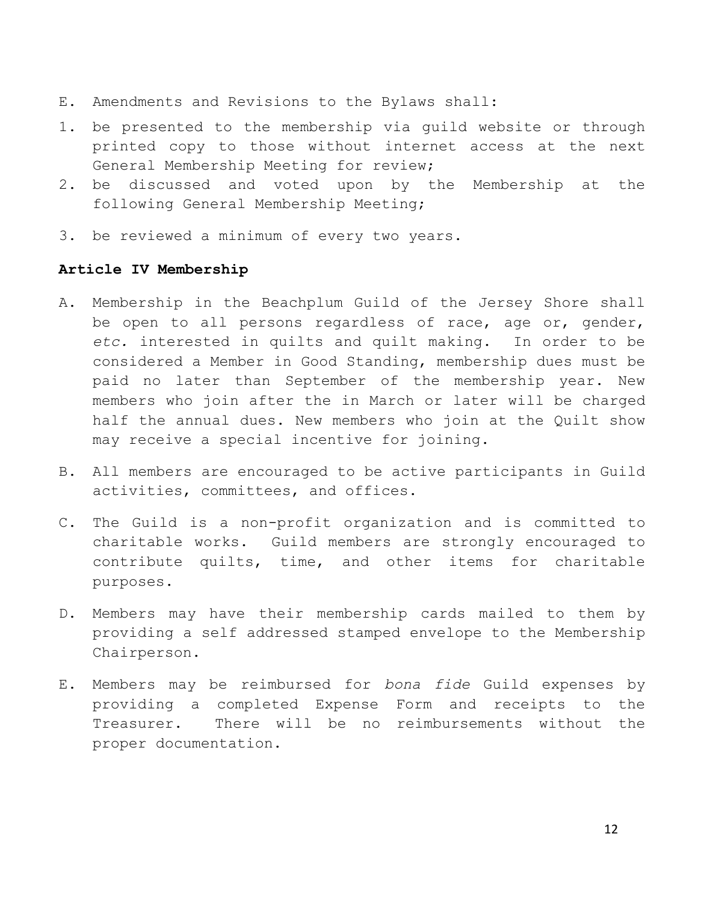E. Amendments and Revisions to the Bylaws shall:

1. be presented to the membership via guild website or through printed copy to those without internet access at the next General Membership Meeting for review;
2. be discussed and voted upon by the Membership at the following General Membership Meeting;
3. be reviewed a minimum of every two years.

**Article IV Membership**

A. Membership in the Beachplum Guild of the Jersey Shore shall be open to all persons regardless of race, age or, gender, *etc.* interested in quilts and quilt making. In order to be considered a Member in Good Standing, membership dues must be paid no later than September of the membership year. New members who join after the in March or later will be charged half the annual dues. New members who join at the Quilt show may receive a special incentive for joining.

B. All members are encouraged to be active participants in Guild activities, committees, and offices.

C. The Guild is a non-profit organization and is committed to charitable works. Guild members are strongly encouraged to contribute quilts, time, and other items for charitable purposes.

D. Members may have their membership cards mailed to them by providing a self addressed stamped envelope to the Membership Chairperson.

E. Members may be reimbursed for *bona fide* Guild expenses by providing a completed Expense Form and receipts to the Treasurer. There will be no reimbursements without the proper documentation.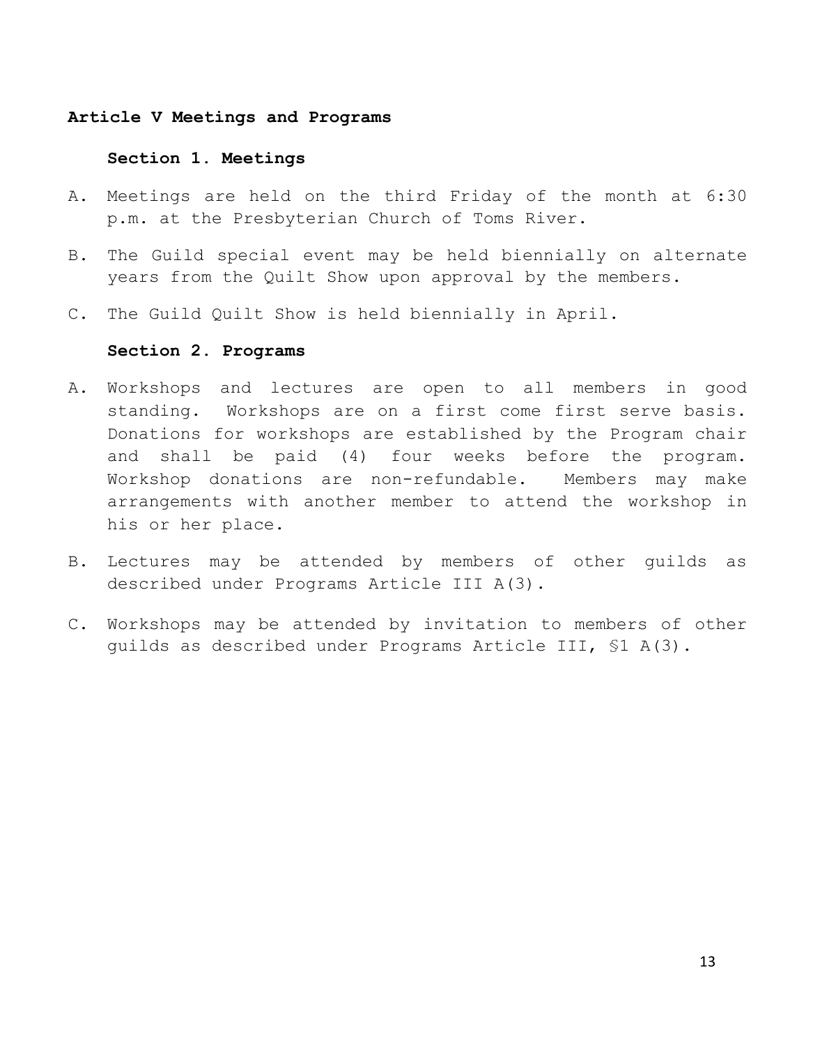## Article V Meetings and Programs

### Section 1. Meetings

A. Meetings are held on the third Friday of the month at 6:30 p.m. at the Presbyterian Church of Toms River.

B. The Guild special event may be held biennially on alternate years from the Quilt Show upon approval by the members.

C. The Guild Quilt Show is held biennially in April.

### Section 2. Programs

A. Workshops and lectures are open to all members in good standing. Workshops are on a first come first serve basis. Donations for workshops are established by the Program chair and shall be paid (4) four weeks before the program. Workshop donations are non-refundable. Members may make arrangements with another member to attend the workshop in his or her place.

B. Lectures may be attended by members of other guilds as described under Programs Article III A(3).

C. Workshops may be attended by invitation to members of other guilds as described under Programs Article III, §1 A(3).